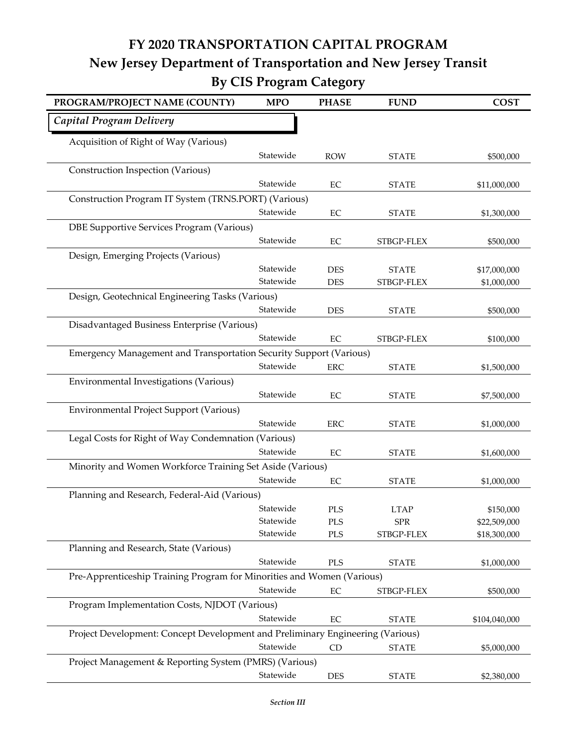# FY 2020 TRANSPORTATION CAPITAL PROGRAM

## New Jersey Department of Transportation and New Jersey Transit

## By CIS Program Category

| PROGRAM/PROJECT NAME (COUNTY) | MPO | PHASE | FUND | COST |
|---|---|---|---|---|
| ***Capital Program Delivery*** | | | | |
| Acquisition of Right of Way (Various) | | | | |
| | Statewide | ROW | STATE | $500,000 |
| Construction Inspection (Various) | | | | |
| | Statewide | EC | STATE | $11,000,000 |
| Construction Program IT System (TRNS.PORT) (Various) | | | | |
| | Statewide | EC | STATE | $1,300,000 |
| DBE Supportive Services Program (Various) | | | | |
| | Statewide | EC | STBGP-FLEX | $500,000 |
| Design, Emerging Projects (Various) | | | | |
| | Statewide | DES | STATE | $17,000,000 |
| | Statewide | DES | STBGP-FLEX | $1,000,000 |
| Design, Geotechnical Engineering Tasks (Various) | | | | |
| | Statewide | DES | STATE | $500,000 |
| Disadvantaged Business Enterprise (Various) | | | | |
| | Statewide | EC | STBGP-FLEX | $100,000 |
| Emergency Management and Transportation Security Support (Various) | | | | |
| | Statewide | ERC | STATE | $1,500,000 |
| Environmental Investigations (Various) | | | | |
| | Statewide | EC | STATE | $7,500,000 |
| Environmental Project Support (Various) | | | | |
| | Statewide | ERC | STATE | $1,000,000 |
| Legal Costs for Right of Way Condemnation (Various) | | | | |
| | Statewide | EC | STATE | $1,600,000 |
| Minority and Women Workforce Training Set Aside (Various) | | | | |
| | Statewide | EC | STATE | $1,000,000 |
| Planning and Research, Federal-Aid (Various) | | | | |
| | Statewide | PLS | LTAP | $150,000 |
| | Statewide | PLS | SPR | $22,509,000 |
| | Statewide | PLS | STBGP-FLEX | $18,300,000 |
| Planning and Research, State (Various) | | | | |
| | Statewide | PLS | STATE | $1,000,000 |
| Pre-Apprenticeship Training Program for Minorities and Women (Various) | | | | |
| | Statewide | EC | STBGP-FLEX | $500,000 |
| Program Implementation Costs, NJDOT (Various) | | | | |
| | Statewide | EC | STATE | $104,040,000 |
| Project Development: Concept Development and Preliminary Engineering (Various) | | | | |
| | Statewide | CD | STATE | $5,000,000 |
| Project Management & Reporting System (PMRS) (Various) | | | | |
| | Statewide | DES | STATE | $2,380,000 |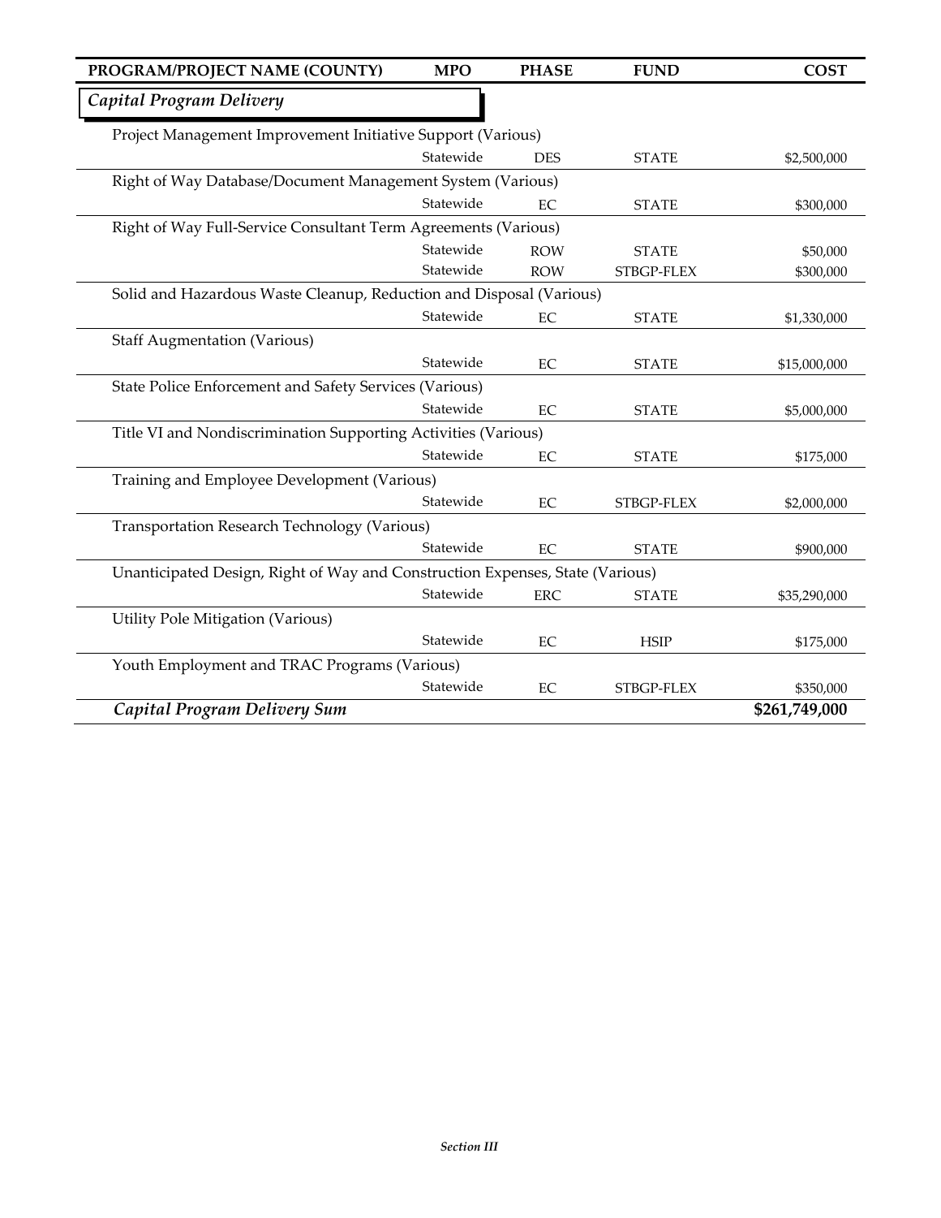| PROGRAM/PROJECT NAME (COUNTY) | MPO | PHASE | FUND | COST |
| --- | --- | --- | --- | --- |
| ***Capital Program Delivery*** | | | | |
| Project Management Improvement Initiative Support (Various) | | | | |
| | Statewide | DES | STATE | $2,500,000 |
| Right of Way Database/Document Management System (Various) | | | | |
| | Statewide | EC | STATE | $300,000 |
| Right of Way Full-Service Consultant Term Agreements (Various) | | | | |
| | Statewide | ROW | STATE | $50,000 |
| | Statewide | ROW | STBGP-FLEX | $300,000 |
| Solid and Hazardous Waste Cleanup, Reduction and Disposal (Various) | | | | |
| | Statewide | EC | STATE | $1,330,000 |
| Staff Augmentation (Various) | | | | |
| | Statewide | EC | STATE | $15,000,000 |
| State Police Enforcement and Safety Services (Various) | | | | |
| | Statewide | EC | STATE | $5,000,000 |
| Title VI and Nondiscrimination Supporting Activities (Various) | | | | |
| | Statewide | EC | STATE | $175,000 |
| Training and Employee Development (Various) | | | | |
| | Statewide | EC | STBGP-FLEX | $2,000,000 |
| Transportation Research Technology (Various) | | | | |
| | Statewide | EC | STATE | $900,000 |
| Unanticipated Design, Right of Way and Construction Expenses, State (Various) | | | | |
| | Statewide | ERC | STATE | $35,290,000 |
| Utility Pole Mitigation (Various) | | | | |
| | Statewide | EC | HSIP | $175,000 |
| Youth Employment and TRAC Programs (Various) | | | | |
| | Statewide | EC | STBGP-FLEX | $350,000 |
| ***Capital Program Delivery Sum*** | | | | **$261,749,000** |